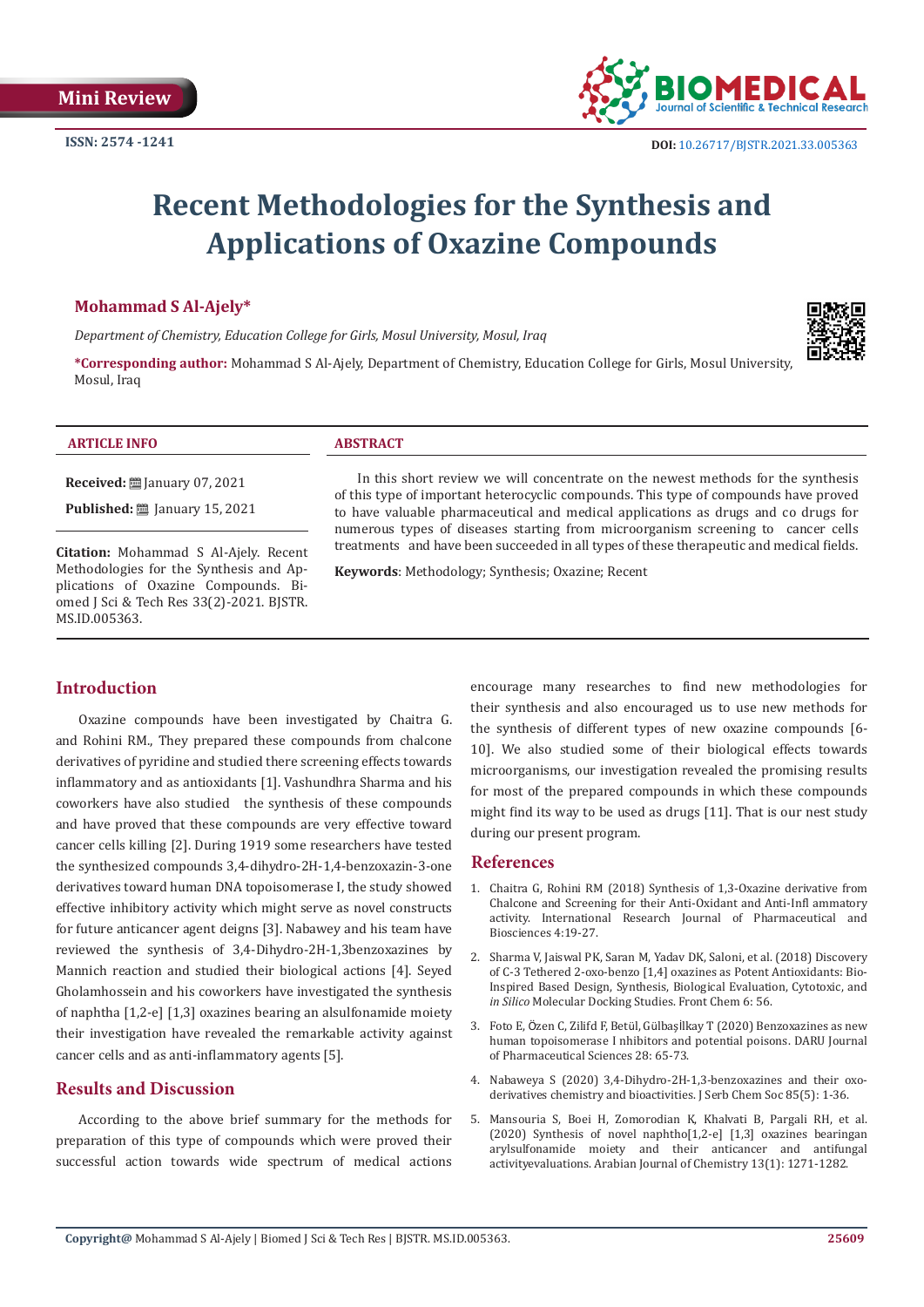Mini Review

ISSN: 2574 -1241

DOI: 10.26717/BJSTR.2021.33.005363

# Recent Methodologies for the Synthesis and Applications of Oxazine Compounds

**Mohammad S Al-Ajely***

*Department of Chemistry, Education College for Girls, Mosul University, Mosul, Iraq*

***Corresponding author:** Mohammad S Al-Ajely, Department of Chemistry, Education College for Girls, Mosul University, Mosul, Iraq

**ARTICLE INFO**

**Received:** January 07, 2021

**Published:** January 15, 2021

**Citation:** Mohammad S Al-Ajely. Recent Methodologies for the Synthesis and Applications of Oxazine Compounds. Biomed J Sci & Tech Res 33(2)-2021. BJSTR. MS.ID.005363.

**ABSTRACT**

In this short review we will concentrate on the newest methods for the synthesis of this type of important heterocyclic compounds. This type of compounds have proved to have valuable pharmaceutical and medical applications as drugs and co drugs for numerous types of diseases starting from microorganism screening to cancer cells treatments and have been succeeded in all types of these therapeutic and medical fields.

**Keywords**: Methodology; Synthesis; Oxazine; Recent

## Introduction

Oxazine compounds have been investigated by Chaitra G. and Rohini RM., They prepared these compounds from chalcone derivatives of pyridine and studied there screening effects towards inflammatory and as antioxidants [1]. Vashundhra Sharma and his coworkers have also studied the synthesis of these compounds and have proved that these compounds are very effective toward cancer cells killing [2]. During 1919 some researchers have tested the synthesized compounds 3,4-dihydro-2H-1,4-benzoxazin-3-one derivatives toward human DNA topoisomerase I, the study showed effective inhibitory activity which might serve as novel constructs for future anticancer agent deigns [3]. Nabawey and his team have reviewed the synthesis of 3,4-Dihydro-2H-1,3benzoxazines by Mannich reaction and studied their biological actions [4]. Seyed Gholamhossein and his coworkers have investigated the synthesis of naphtha [1,2-e] [1,3] oxazines bearing an alsulfonamide moiety their investigation have revealed the remarkable activity against cancer cells and as anti-inflammatory agents [5].

## Results and Discussion

According to the above brief summary for the methods for preparation of this type of compounds which were proved their successful action towards wide spectrum of medical actions encourage many researches to find new methodologies for their synthesis and also encouraged us to use new methods for the synthesis of different types of new oxazine compounds [6-10]. We also studied some of their biological effects towards microorganisms, our investigation revealed the promising results for most of the prepared compounds in which these compounds might find its way to be used as drugs [11]. That is our nest study during our present program.

## References

1. Chaitra G, Rohini RM (2018) Synthesis of 1,3-Oxazine derivative from Chalcone and Screening for their Anti-Oxidant and Anti-Infl ammatory activity. International Research Journal of Pharmaceutical and Biosciences 4:19-27.
2. Sharma V, Jaiswal PK, Saran M, Yadav DK, Saloni, et al. (2018) Discovery of C-3 Tethered 2-oxo-benzo [1,4] oxazines as Potent Antioxidants: Bio-Inspired Based Design, Synthesis, Biological Evaluation, Cytotoxic, and *in Silico* Molecular Docking Studies. Front Chem 6: 56.
3. Foto E, Özen C, Zilifd F, Betül, Gülbaşilkay T (2020) Benzoxazines as new human topoisomerase I nhibitors and potential poisons. DARU Journal of Pharmaceutical Sciences 28: 65-73.
4. Nabaweya S (2020) 3,4-Dihydro-2H-1,3-benzoxazines and their oxo-derivatives chemistry and bioactivities. J Serb Chem Soc 85(5): 1-36.
5. Mansouria S, Boei H, Zomorodian K, Khalvati B, Pargali RH, et al. (2020) Synthesis of novel naphtho[1,2-e] [1,3] oxazines bearingan arylsulfonamide moiety and their anticancer and antifungal activityevaluations. Arabian Journal of Chemistry 13(1): 1271-1282.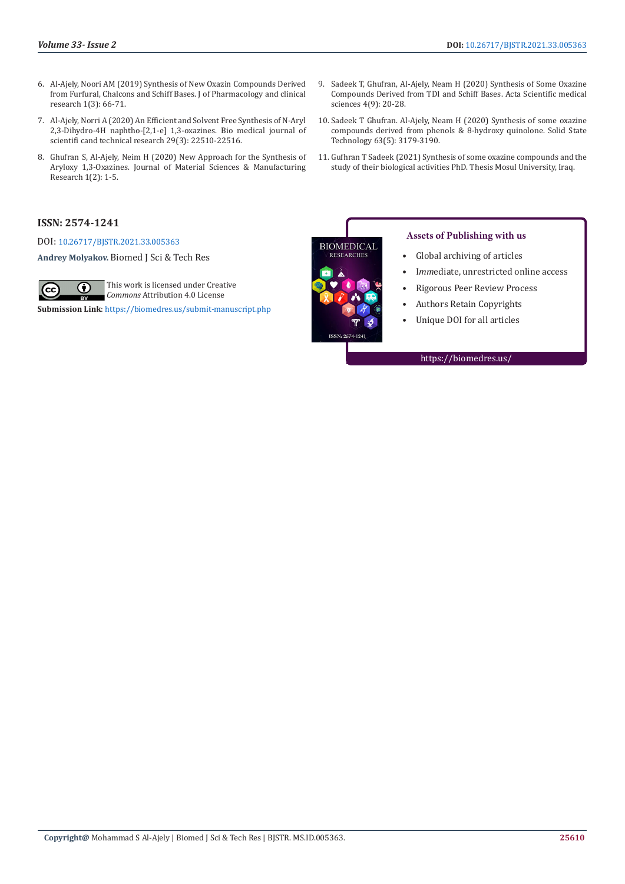6. Al-Ajely, Noori AM (2019) Synthesis of New Oxazin Compounds Derived from Furfural, Chalcons and Schiff Bases. J of Pharmacology and clinical research 1(3): 66-71.
7. Al-Ajely, Norri A (2020) An Efficient and Solvent Free Synthesis of N-Aryl 2,3-Dihydro-4H naphtho-[2,1-e] 1,3-oxazines. Bio medical journal of scientifi cand technical research 29(3): 22510-22516.
8. Ghufran S, Al-Ajely, Neim H (2020) New Approach for the Synthesis of Aryloxy 1,3-Oxazines. Journal of Material Sciences & Manufacturing Research 1(2): 1-5.
9. Sadeek T, Ghufran, Al-Ajely, Neam H (2020) Synthesis of Some Oxazine Compounds Derived from TDI and Schiff Bases. Acta Scientific medical sciences 4(9): 20-28.
10. Sadeek T Ghufran. Al-Ajely, Neam H (2020) Synthesis of some oxazine compounds derived from phenols & 8-hydroxy quinolone. Solid State Technology 63(5): 3179-3190.
11. Gufhran T Sadeek (2021) Synthesis of some oxazine compounds and the study of their biological activities PhD. Thesis Mosul University, Iraq.

**ISSN: 2574-1241**

DOI: 10.26717/BJSTR.2021.33.005363

**Andrey Molyakov.** Biomed J Sci & Tech Res

This work is licensed under Creative *Commons* Attribution 4.0 License

**Submission Link**: https://biomedres.us/submit-manuscript.php

BIOMEDICAL RESEARCHES

ISSN: 2574-1241

**Assets of Publishing with us**

- Global archiving of articles
- Immediate, unrestricted online access
- Rigorous Peer Review Process
- Authors Retain Copyrights
- Unique DOI for all articles

https://biomedres.us/

**Copyright@** Mohammad S Al-Ajely | Biomed J Sci & Tech Res | BJSTR. MS.ID.005363.